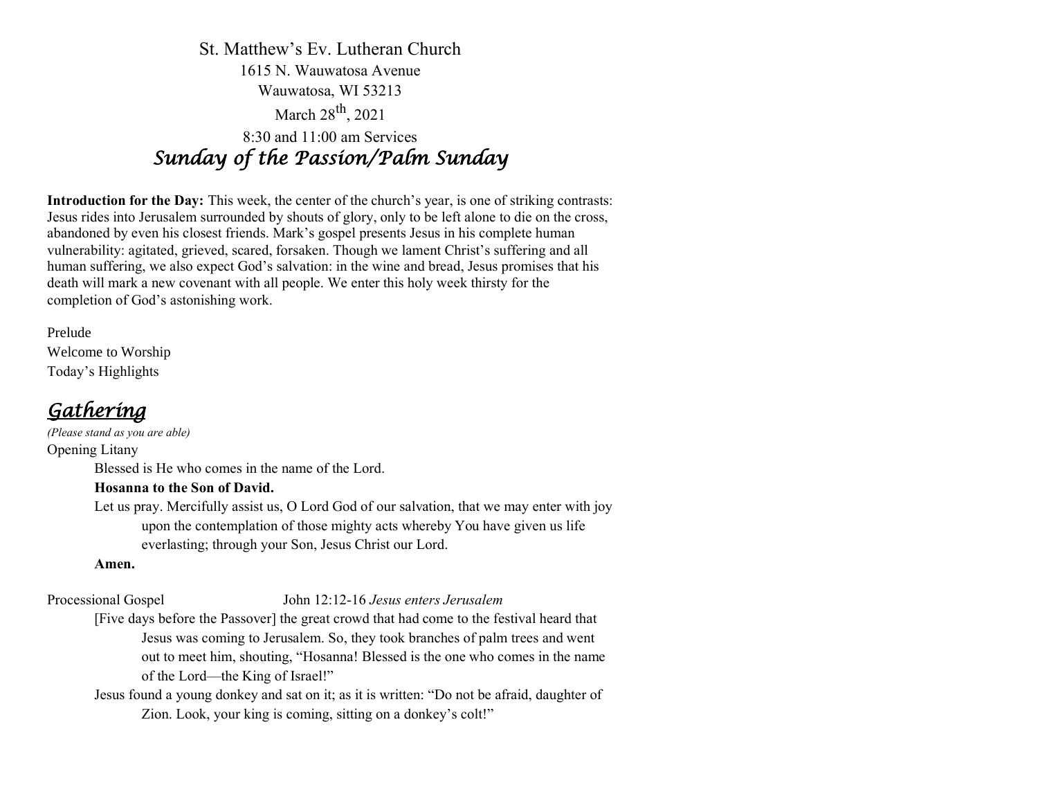St. Matthew's Ev. Lutheran Church
1615 N. Wauwatosa Avenue
Wauwatosa, WI 53213
March 28th, 2021
8:30 and 11:00 am Services

# *Sunday of the Passion/Palm Sunday*

**Introduction for the Day:** This week, the center of the church's year, is one of striking contrasts: Jesus rides into Jerusalem surrounded by shouts of glory, only to be left alone to die on the cross, abandoned by even his closest friends. Mark's gospel presents Jesus in his complete human vulnerability: agitated, grieved, scared, forsaken. Though we lament Christ's suffering and all human suffering, we also expect God's salvation: in the wine and bread, Jesus promises that his death will mark a new covenant with all people. We enter this holy week thirsty for the completion of God's astonishing work.

Prelude
Welcome to Worship
Today's Highlights

## *Gathering*

*(Please stand as you are able)*

Opening Litany

Blessed is He who comes in the name of the Lord.

**Hosanna to the Son of David.**

Let us pray. Mercifully assist us, O Lord God of our salvation, that we may enter with joy upon the contemplation of those mighty acts whereby You have given us life everlasting; through your Son, Jesus Christ our Lord.

**Amen.**

Processional Gospel — John 12:12-16 *Jesus enters Jerusalem*

[Five days before the Passover] the great crowd that had come to the festival heard that Jesus was coming to Jerusalem. So, they took branches of palm trees and went out to meet him, shouting, "Hosanna! Blessed is the one who comes in the name of the Lord—the King of Israel!"

Jesus found a young donkey and sat on it; as it is written: "Do not be afraid, daughter of Zion. Look, your king is coming, sitting on a donkey's colt!"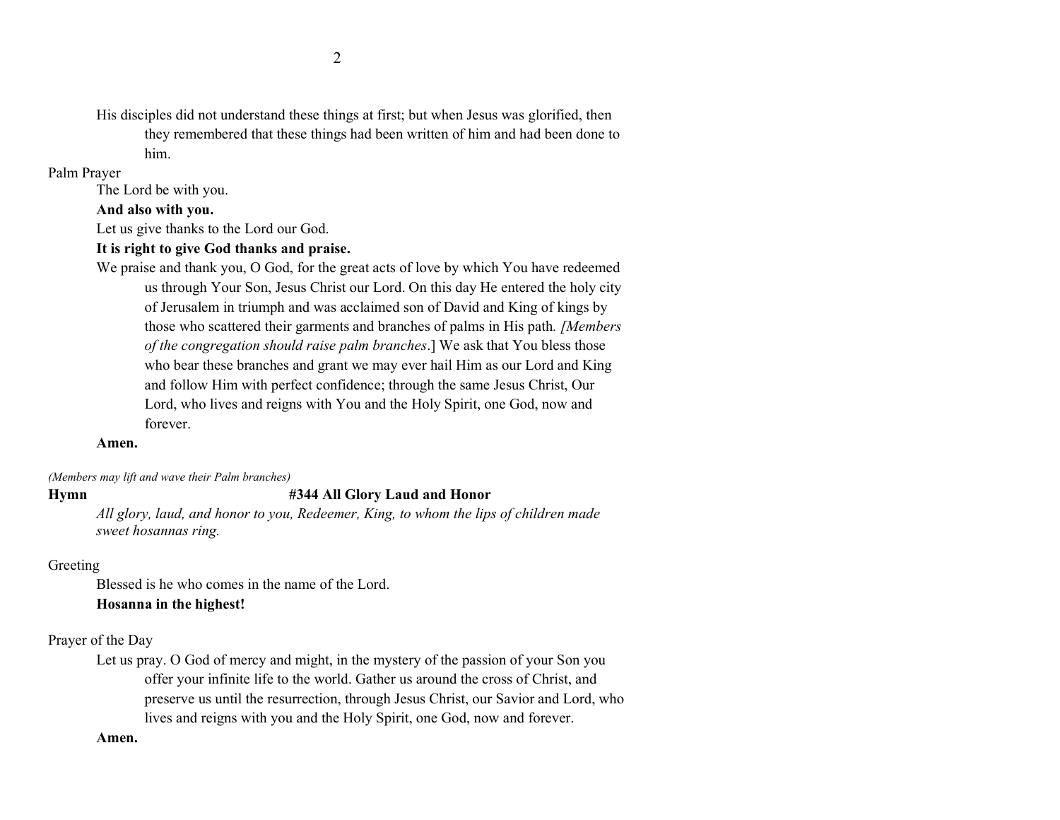His disciples did not understand these things at first; but when Jesus was glorified, then they remembered that these things had been written of him and had been done to him.

Palm Prayer

The Lord be with you.

**And also with you.**

Let us give thanks to the Lord our God.

**It is right to give God thanks and praise.**

We praise and thank you, O God, for the great acts of love by which You have redeemed us through Your Son, Jesus Christ our Lord. On this day He entered the holy city of Jerusalem in triumph and was acclaimed son of David and King of kings by those who scattered their garments and branches of palms in His path. *[Members of the congregation should raise palm branches*.] We ask that You bless those who bear these branches and grant we may ever hail Him as our Lord and King and follow Him with perfect confidence; through the same Jesus Christ, Our Lord, who lives and reigns with You and the Holy Spirit, one God, now and forever.

**Amen.**

*(Members may lift and wave their Palm branches)*

**Hymn #344 All Glory Laud and Honor**

*All glory, laud, and honor to you, Redeemer, King, to whom the lips of children made sweet hosannas ring.*

Greeting

Blessed is he who comes in the name of the Lord.

**Hosanna in the highest!**

Prayer of the Day

Let us pray. O God of mercy and might, in the mystery of the passion of your Son you offer your infinite life to the world. Gather us around the cross of Christ, and preserve us until the resurrection, through Jesus Christ, our Savior and Lord, who lives and reigns with you and the Holy Spirit, one God, now and forever.

**Amen.**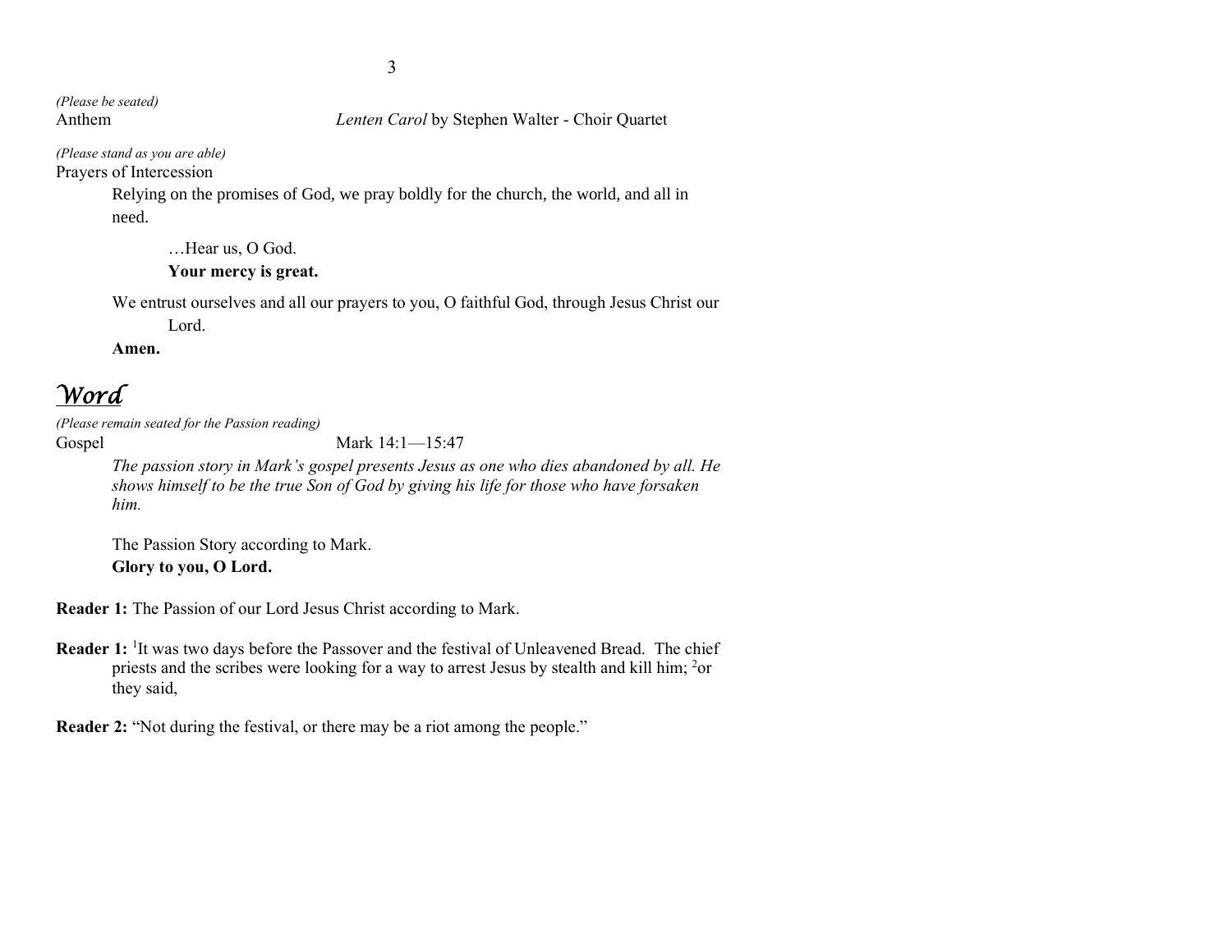*(Please be seated)*

Anthem *Lenten Carol* by Stephen Walter - Choir Quartet

*(Please stand as you are able)*

Prayers of Intercession

Relying on the promises of God, we pray boldly for the church, the world, and all in need.

…Hear us, O God.
**Your mercy is great.**

We entrust ourselves and all our prayers to you, O faithful God, through Jesus Christ our Lord.

**Amen.**

# *Word*

*(Please remain seated for the Passion reading)*

Gospel Mark 14:1—15:47

*The passion story in Mark's gospel presents Jesus as one who dies abandoned by all. He shows himself to be the true Son of God by giving his life for those who have forsaken him.*

The Passion Story according to Mark.
**Glory to you, O Lord.**

**Reader 1:** The Passion of our Lord Jesus Christ according to Mark.

**Reader 1:** [1]It was two days before the Passover and the festival of Unleavened Bread. The chief priests and the scribes were looking for a way to arrest Jesus by stealth and kill him; [2]or they said,

**Reader 2:** "Not during the festival, or there may be a riot among the people."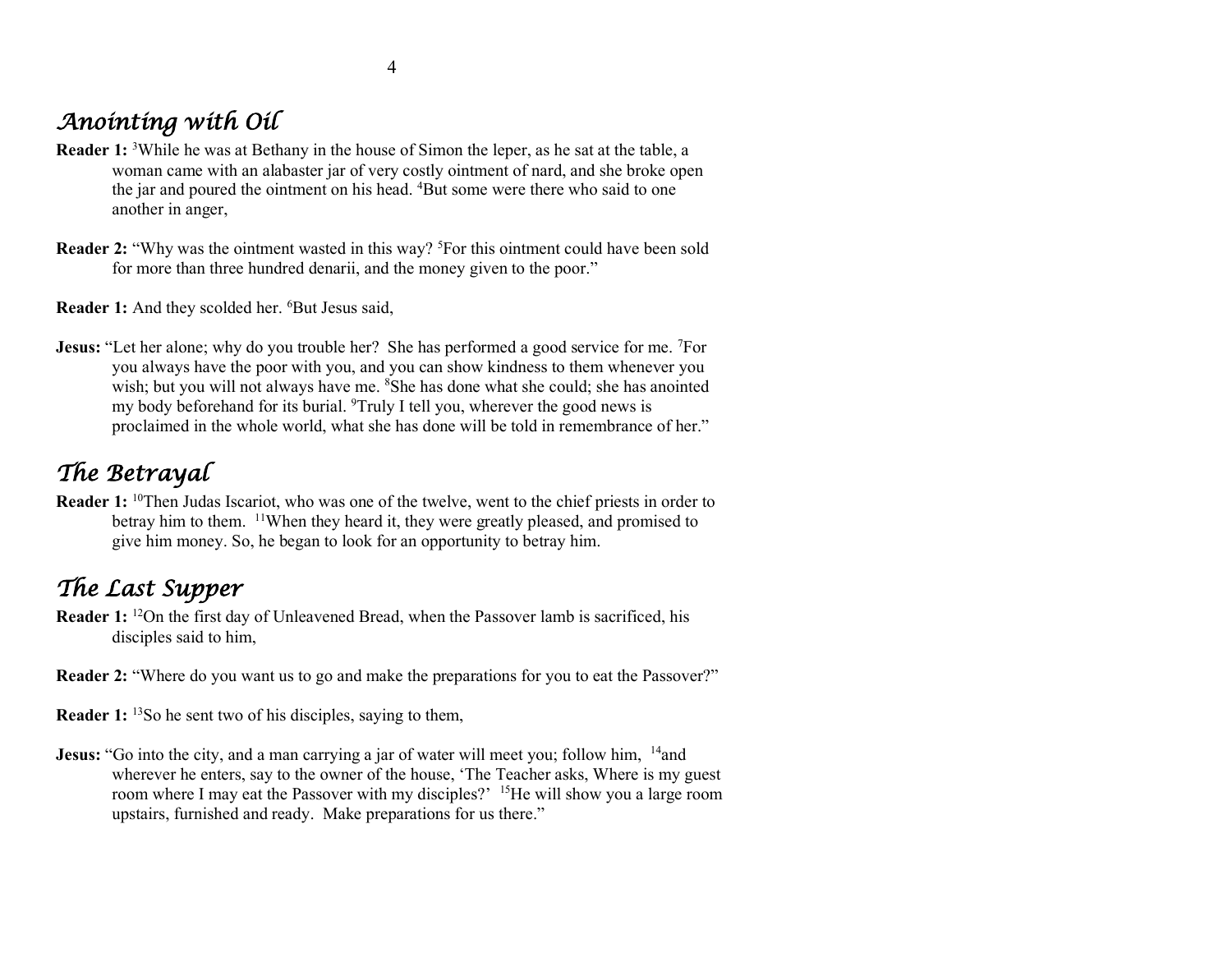## *Anointing with Oil*

**Reader 1:** [3]While he was at Bethany in the house of Simon the leper, as he sat at the table, a woman came with an alabaster jar of very costly ointment of nard, and she broke open the jar and poured the ointment on his head. [4]But some were there who said to one another in anger,

**Reader 2:** "Why was the ointment wasted in this way? [5]For this ointment could have been sold for more than three hundred denarii, and the money given to the poor."

**Reader 1:** And they scolded her. [6]But Jesus said,

**Jesus:** "Let her alone; why do you trouble her? She has performed a good service for me. [7]For you always have the poor with you, and you can show kindness to them whenever you wish; but you will not always have me. [8]She has done what she could; she has anointed my body beforehand for its burial. [9]Truly I tell you, wherever the good news is proclaimed in the whole world, what she has done will be told in remembrance of her."

## *The Betrayal*

**Reader 1:** [10]Then Judas Iscariot, who was one of the twelve, went to the chief priests in order to betray him to them. [11]When they heard it, they were greatly pleased, and promised to give him money. So, he began to look for an opportunity to betray him.

## *The Last Supper*

**Reader 1:** [12]On the first day of Unleavened Bread, when the Passover lamb is sacrificed, his disciples said to him,

**Reader 2:** "Where do you want us to go and make the preparations for you to eat the Passover?"

**Reader 1:** [13]So he sent two of his disciples, saying to them,

**Jesus:** "Go into the city, and a man carrying a jar of water will meet you; follow him, [14]and wherever he enters, say to the owner of the house, 'The Teacher asks, Where is my guest room where I may eat the Passover with my disciples?' [15]He will show you a large room upstairs, furnished and ready. Make preparations for us there."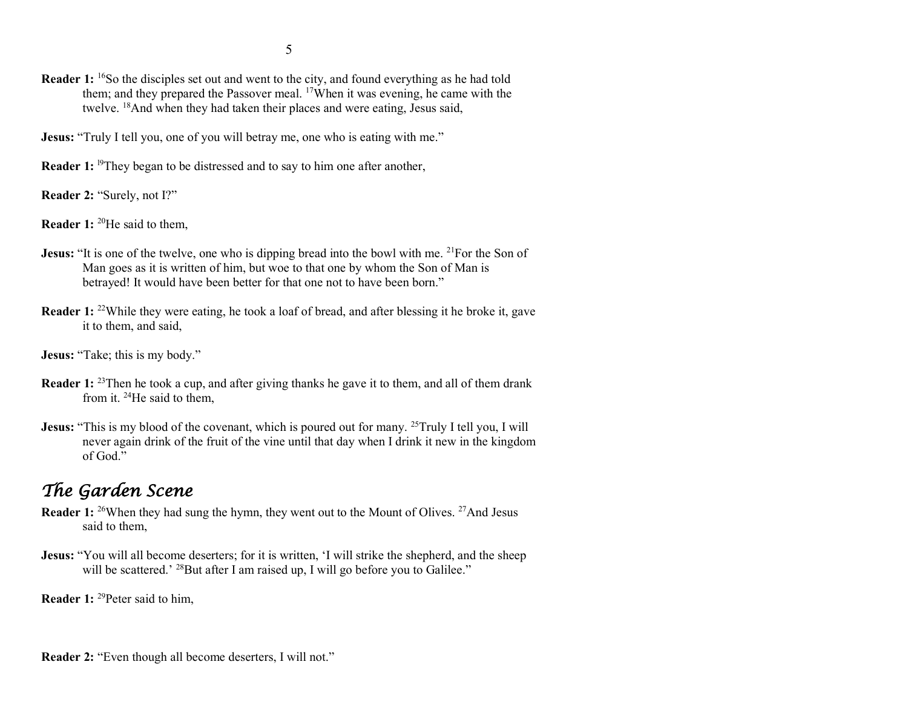**Reader 1:** [16]So the disciples set out and went to the city, and found everything as he had told them; and they prepared the Passover meal. [17]When it was evening, he came with the twelve. [18]And when they had taken their places and were eating, Jesus said,

**Jesus:** "Truly I tell you, one of you will betray me, one who is eating with me."

**Reader 1:** [19]They began to be distressed and to say to him one after another,

**Reader 2:** "Surely, not I?"

**Reader 1:** [20]He said to them,

**Jesus:** "It is one of the twelve, one who is dipping bread into the bowl with me. [21]For the Son of Man goes as it is written of him, but woe to that one by whom the Son of Man is betrayed! It would have been better for that one not to have been born."

**Reader 1:** [22]While they were eating, he took a loaf of bread, and after blessing it he broke it, gave it to them, and said,

**Jesus:** "Take; this is my body."

**Reader 1:** [23]Then he took a cup, and after giving thanks he gave it to them, and all of them drank from it. [24]He said to them,

**Jesus:** "This is my blood of the covenant, which is poured out for many. [25]Truly I tell you, I will never again drink of the fruit of the vine until that day when I drink it new in the kingdom of God."

## *The Garden Scene*

**Reader 1:** [26]When they had sung the hymn, they went out to the Mount of Olives. [27]And Jesus said to them,

**Jesus:** "You will all become deserters; for it is written, 'I will strike the shepherd, and the sheep will be scattered.' [28]But after I am raised up, I will go before you to Galilee."

**Reader 1:** [29]Peter said to him,

**Reader 2:** "Even though all become deserters, I will not."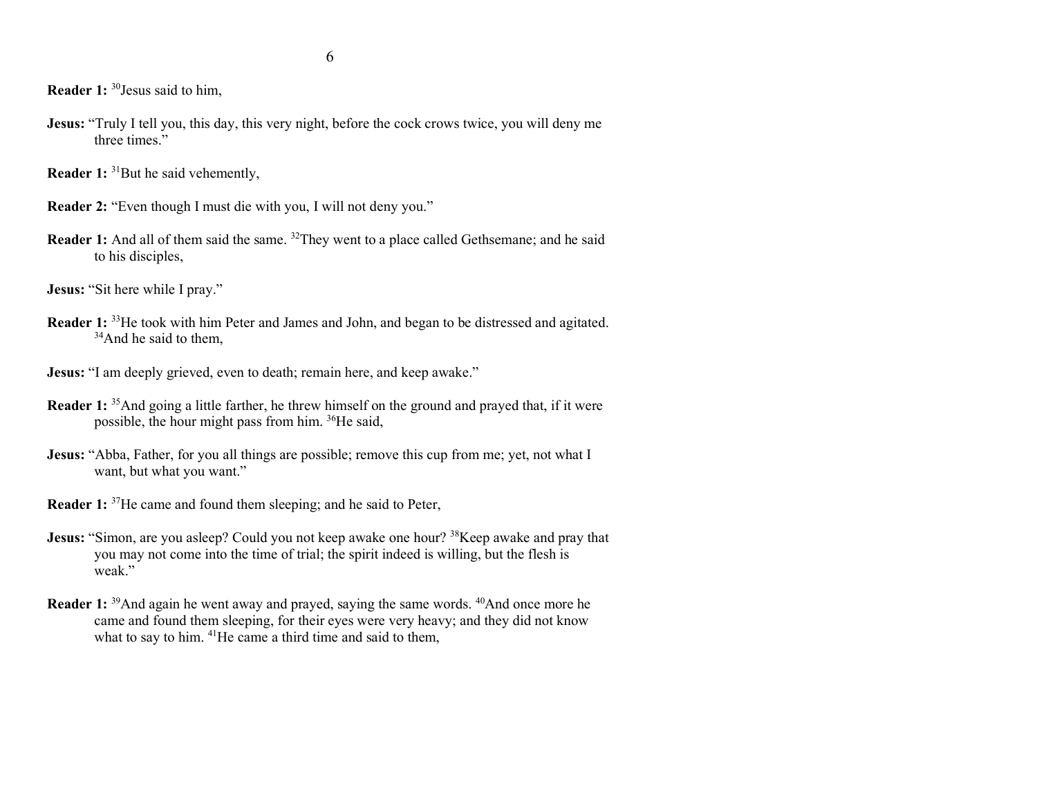**Reader 1:** [30]Jesus said to him,

**Jesus:** "Truly I tell you, this day, this very night, before the cock crows twice, you will deny me three times."

**Reader 1:** [31]But he said vehemently,

**Reader 2:** "Even though I must die with you, I will not deny you."

**Reader 1:** And all of them said the same. [32]They went to a place called Gethsemane; and he said to his disciples,

**Jesus:** "Sit here while I pray."

**Reader 1:** [33]He took with him Peter and James and John, and began to be distressed and agitated. [34]And he said to them,

**Jesus:** "I am deeply grieved, even to death; remain here, and keep awake."

**Reader 1:** [35]And going a little farther, he threw himself on the ground and prayed that, if it were possible, the hour might pass from him. [36]He said,

**Jesus:** "Abba, Father, for you all things are possible; remove this cup from me; yet, not what I want, but what you want."

**Reader 1:** [37]He came and found them sleeping; and he said to Peter,

**Jesus:** "Simon, are you asleep? Could you not keep awake one hour? [38]Keep awake and pray that you may not come into the time of trial; the spirit indeed is willing, but the flesh is weak."

**Reader 1:** [39]And again he went away and prayed, saying the same words. [40]And once more he came and found them sleeping, for their eyes were very heavy; and they did not know what to say to him. [41]He came a third time and said to them,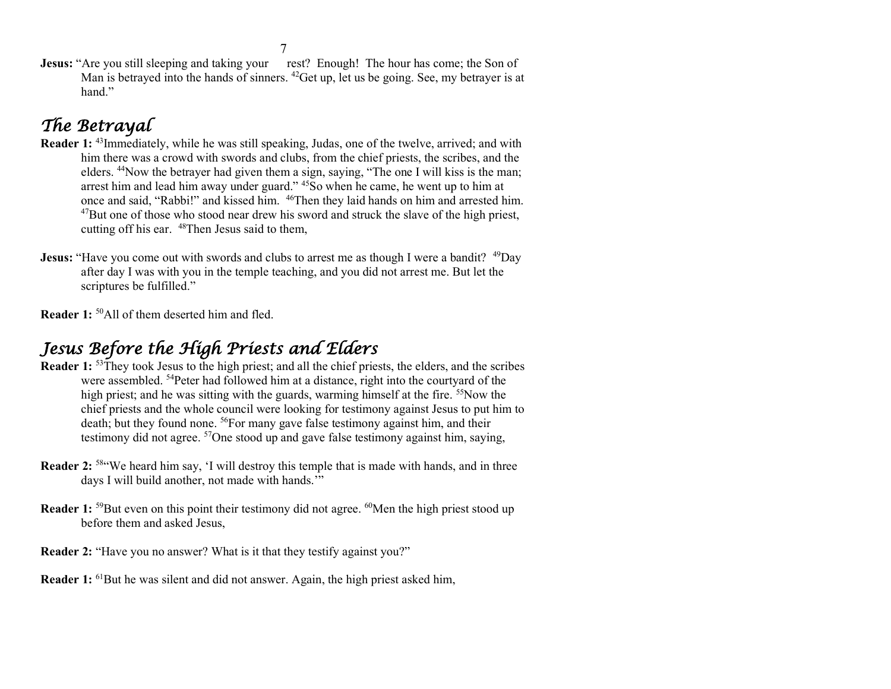**Jesus:** "Are you still sleeping and taking your rest? Enough! The hour has come; the Son of Man is betrayed into the hands of sinners. [42]Get up, let us be going. See, my betrayer is at hand."

## *The Betrayal*

**Reader 1:** [43]Immediately, while he was still speaking, Judas, one of the twelve, arrived; and with him there was a crowd with swords and clubs, from the chief priests, the scribes, and the elders. [44]Now the betrayer had given them a sign, saying, "The one I will kiss is the man; arrest him and lead him away under guard." [45]So when he came, he went up to him at once and said, "Rabbi!" and kissed him. [46]Then they laid hands on him and arrested him. [47]But one of those who stood near drew his sword and struck the slave of the high priest, cutting off his ear. [48]Then Jesus said to them,

**Jesus:** "Have you come out with swords and clubs to arrest me as though I were a bandit? [49]Day after day I was with you in the temple teaching, and you did not arrest me. But let the scriptures be fulfilled."

**Reader 1:** [50]All of them deserted him and fled.

## *Jesus Before the High Priests and Elders*

**Reader 1:** [53]They took Jesus to the high priest; and all the chief priests, the elders, and the scribes were assembled. [54]Peter had followed him at a distance, right into the courtyard of the high priest; and he was sitting with the guards, warming himself at the fire. [55]Now the chief priests and the whole council were looking for testimony against Jesus to put him to death; but they found none. [56]For many gave false testimony against him, and their testimony did not agree. [57]One stood up and gave false testimony against him, saying,

**Reader 2:** [58]"We heard him say, 'I will destroy this temple that is made with hands, and in three days I will build another, not made with hands.'"

**Reader 1:** [59]But even on this point their testimony did not agree. [60]Men the high priest stood up before them and asked Jesus,

**Reader 2:** "Have you no answer? What is it that they testify against you?"

**Reader 1:** [61]But he was silent and did not answer. Again, the high priest asked him,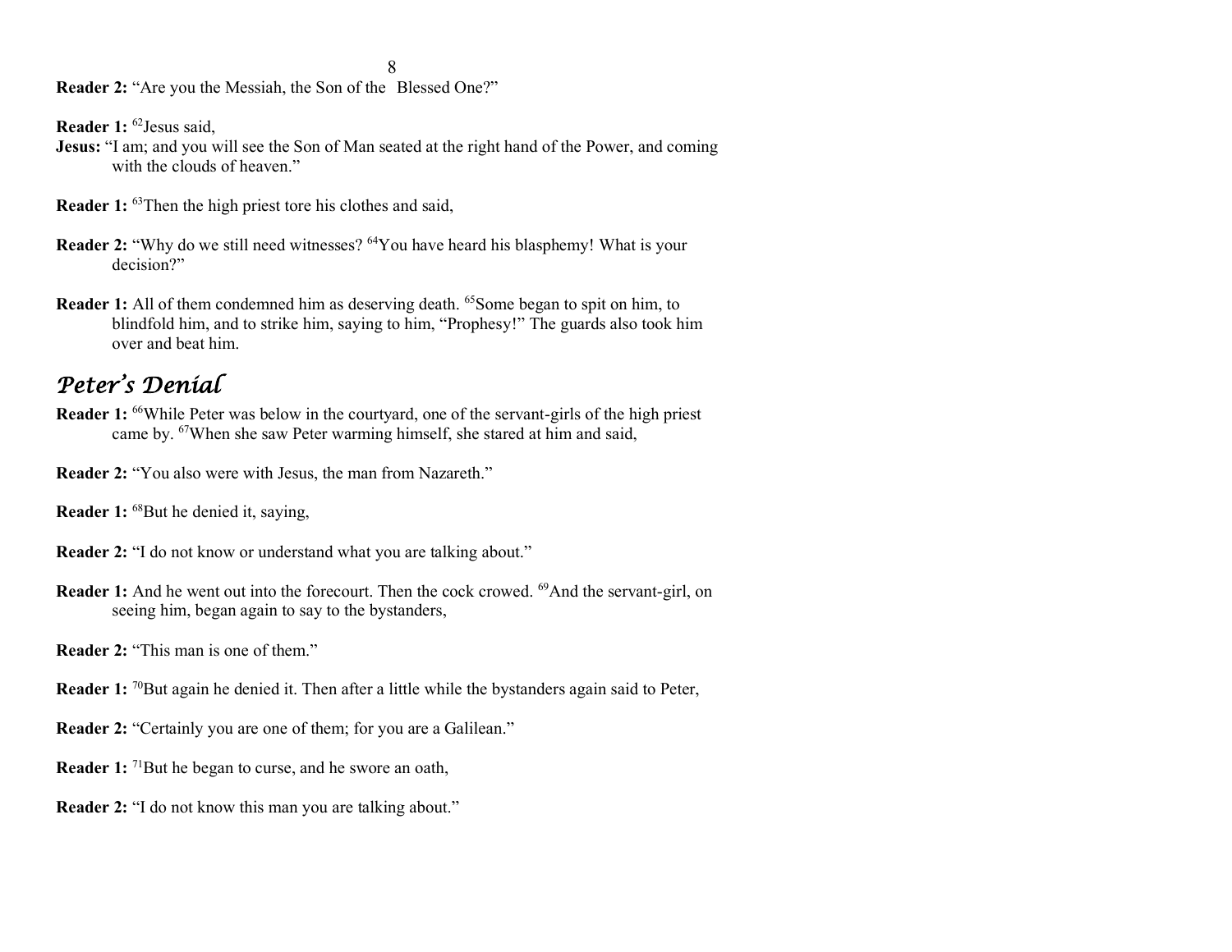**Reader 2:** "Are you the Messiah, the Son of the Blessed One?"

**Reader 1:** [62]Jesus said,

**Jesus:** "I am; and you will see the Son of Man seated at the right hand of the Power, and coming with the clouds of heaven."

**Reader 1:** [63]Then the high priest tore his clothes and said,

**Reader 2:** "Why do we still need witnesses? [64]You have heard his blasphemy! What is your decision?"

**Reader 1:** All of them condemned him as deserving death. [65]Some began to spit on him, to blindfold him, and to strike him, saying to him, "Prophesy!" The guards also took him over and beat him.

## *Peter's Denial*

**Reader 1:** [66]While Peter was below in the courtyard, one of the servant-girls of the high priest came by. [67]When she saw Peter warming himself, she stared at him and said,

**Reader 2:** "You also were with Jesus, the man from Nazareth."

**Reader 1:** [68]But he denied it, saying,

**Reader 2:** "I do not know or understand what you are talking about."

**Reader 1:** And he went out into the forecourt. Then the cock crowed. [69]And the servant-girl, on seeing him, began again to say to the bystanders,

**Reader 2:** "This man is one of them."

**Reader 1:** [70]But again he denied it. Then after a little while the bystanders again said to Peter,

**Reader 2:** "Certainly you are one of them; for you are a Galilean."

**Reader 1:** [71]But he began to curse, and he swore an oath,

**Reader 2:** "I do not know this man you are talking about."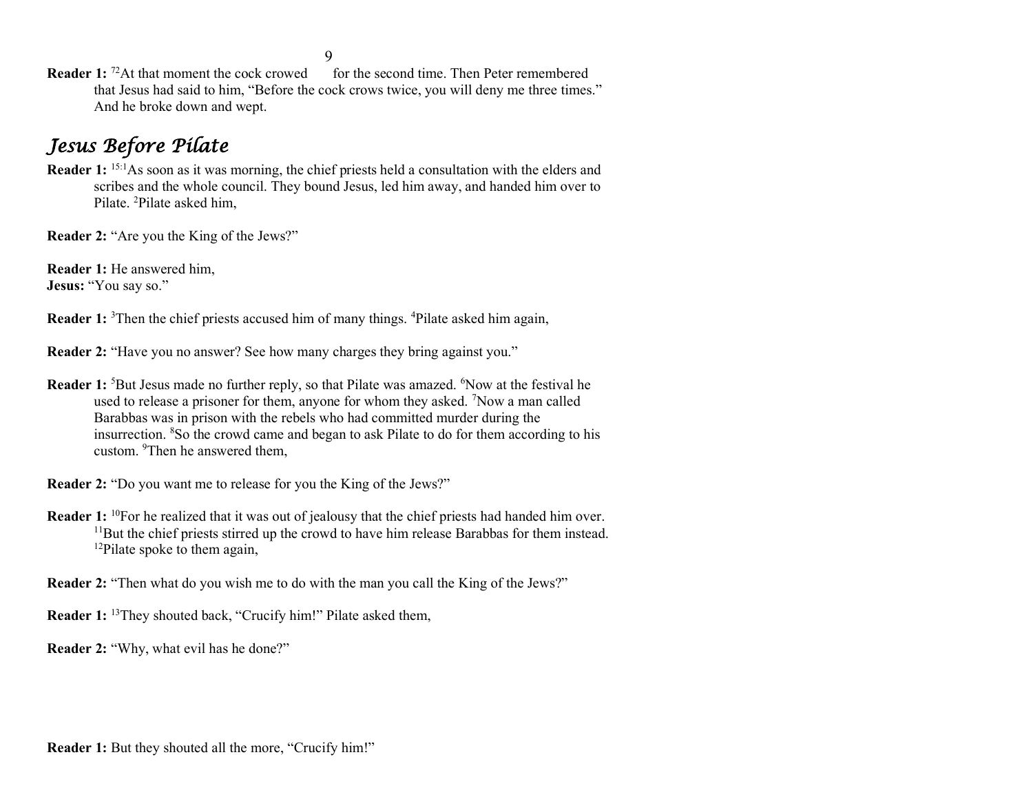**Reader 1:** [72]At that moment the cock crowed for the second time. Then Peter remembered that Jesus had said to him, "Before the cock crows twice, you will deny me three times." And he broke down and wept.

## *Jesus Before Pilate*

**Reader 1:** [15:1]As soon as it was morning, the chief priests held a consultation with the elders and scribes and the whole council. They bound Jesus, led him away, and handed him over to Pilate. [2]Pilate asked him,

**Reader 2:** "Are you the King of the Jews?"

**Reader 1:** He answered him,
**Jesus:** "You say so."

**Reader 1:** [3]Then the chief priests accused him of many things. [4]Pilate asked him again,

**Reader 2:** "Have you no answer? See how many charges they bring against you."

**Reader 1:** [5]But Jesus made no further reply, so that Pilate was amazed. [6]Now at the festival he used to release a prisoner for them, anyone for whom they asked. [7]Now a man called Barabbas was in prison with the rebels who had committed murder during the insurrection. [8]So the crowd came and began to ask Pilate to do for them according to his custom. [9]Then he answered them,

**Reader 2:** "Do you want me to release for you the King of the Jews?"

**Reader 1:** [10]For he realized that it was out of jealousy that the chief priests had handed him over. [11]But the chief priests stirred up the crowd to have him release Barabbas for them instead. [12]Pilate spoke to them again,

**Reader 2:** "Then what do you wish me to do with the man you call the King of the Jews?"

**Reader 1:** [13]They shouted back, "Crucify him!" Pilate asked them,

**Reader 2:** "Why, what evil has he done?"

**Reader 1:** But they shouted all the more, "Crucify him!"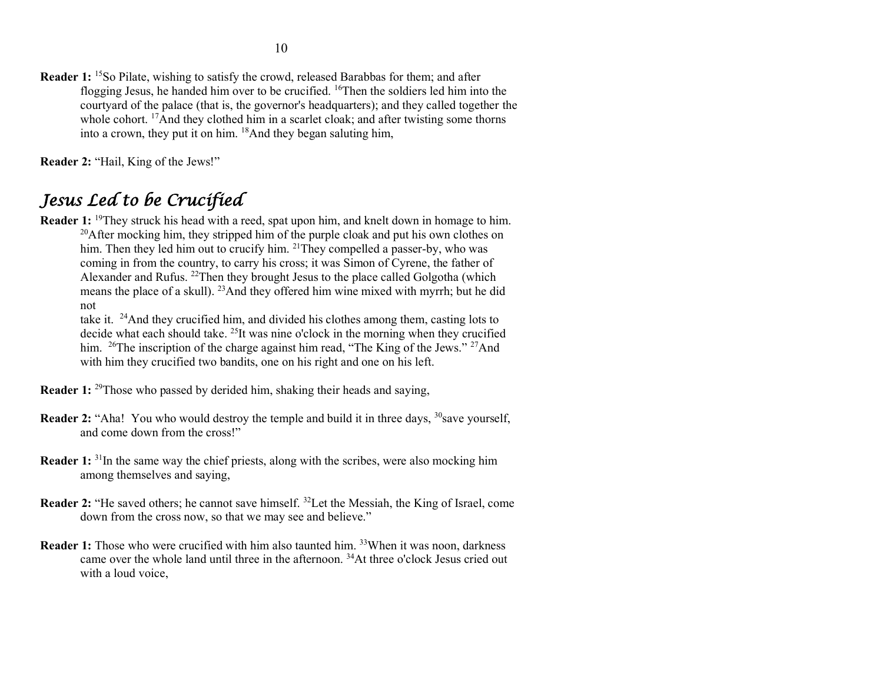**Reader 1:** [15]So Pilate, wishing to satisfy the crowd, released Barabbas for them; and after flogging Jesus, he handed him over to be crucified. [16]Then the soldiers led him into the courtyard of the palace (that is, the governor's headquarters); and they called together the whole cohort. [17]And they clothed him in a scarlet cloak; and after twisting some thorns into a crown, they put it on him. [18]And they began saluting him,

**Reader 2:** "Hail, King of the Jews!"

## *Jesus Led to be Crucified*

**Reader 1:** [19]They struck his head with a reed, spat upon him, and knelt down in homage to him. [20]After mocking him, they stripped him of the purple cloak and put his own clothes on him. Then they led him out to crucify him. [21]They compelled a passer-by, who was coming in from the country, to carry his cross; it was Simon of Cyrene, the father of Alexander and Rufus. [22]Then they brought Jesus to the place called Golgotha (which means the place of a skull). [23]And they offered him wine mixed with myrrh; but he did not
take it. [24]And they crucified him, and divided his clothes among them, casting lots to decide what each should take. [25]It was nine o'clock in the morning when they crucified him. [26]The inscription of the charge against him read, "The King of the Jews." [27]And with him they crucified two bandits, one on his right and one on his left.

**Reader 1:** [29]Those who passed by derided him, shaking their heads and saying,

**Reader 2:** "Aha! You who would destroy the temple and build it in three days, [30]save yourself, and come down from the cross!"

**Reader 1:** [31]In the same way the chief priests, along with the scribes, were also mocking him among themselves and saying,

**Reader 2:** "He saved others; he cannot save himself. [32]Let the Messiah, the King of Israel, come down from the cross now, so that we may see and believe."

**Reader 1:** Those who were crucified with him also taunted him. [33]When it was noon, darkness came over the whole land until three in the afternoon. [34]At three o'clock Jesus cried out with a loud voice,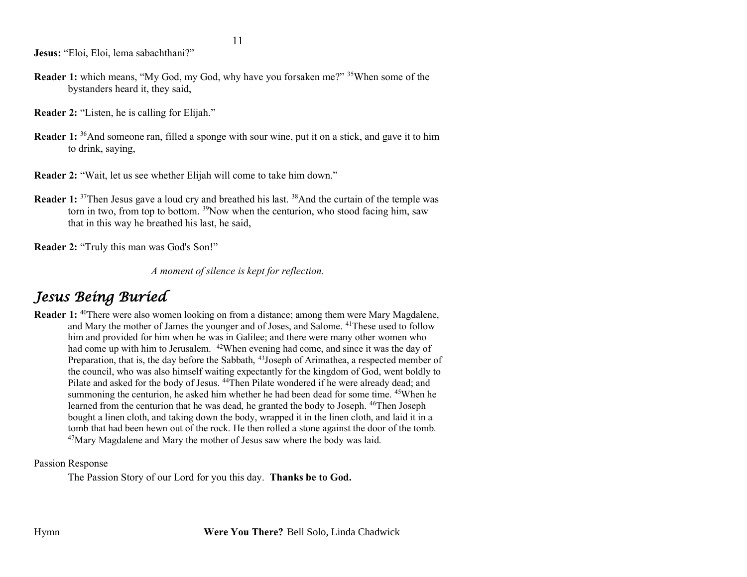**Jesus:** "Eloi, Eloi, lema sabachthani?"

**Reader 1:** which means, "My God, my God, why have you forsaken me?" [35]When some of the bystanders heard it, they said,

**Reader 2:** "Listen, he is calling for Elijah."

**Reader 1:** [36]And someone ran, filled a sponge with sour wine, put it on a stick, and gave it to him to drink, saying,

**Reader 2:** "Wait, let us see whether Elijah will come to take him down."

**Reader 1:** [37]Then Jesus gave a loud cry and breathed his last. [38]And the curtain of the temple was torn in two, from top to bottom. [39]Now when the centurion, who stood facing him, saw that in this way he breathed his last, he said,

**Reader 2:** "Truly this man was God's Son!"

*A moment of silence is kept for reflection.*

## *Jesus Being Buried*

**Reader 1:** [40]There were also women looking on from a distance; among them were Mary Magdalene, and Mary the mother of James the younger and of Joses, and Salome. [41]These used to follow him and provided for him when he was in Galilee; and there were many other women who had come up with him to Jerusalem. [42]When evening had come, and since it was the day of Preparation, that is, the day before the Sabbath, [43]Joseph of Arimathea, a respected member of the council, who was also himself waiting expectantly for the kingdom of God, went boldly to Pilate and asked for the body of Jesus. [44]Then Pilate wondered if he were already dead; and summoning the centurion, he asked him whether he had been dead for some time. [45]When he learned from the centurion that he was dead, he granted the body to Joseph. [46]Then Joseph bought a linen cloth, and taking down the body, wrapped it in the linen cloth, and laid it in a tomb that had been hewn out of the rock. He then rolled a stone against the door of the tomb. [47]Mary Magdalene and Mary the mother of Jesus saw where the body was laid.

Passion Response

The Passion Story of our Lord for you this day. **Thanks be to God.**

Hymn **Were You There?** Bell Solo, Linda Chadwick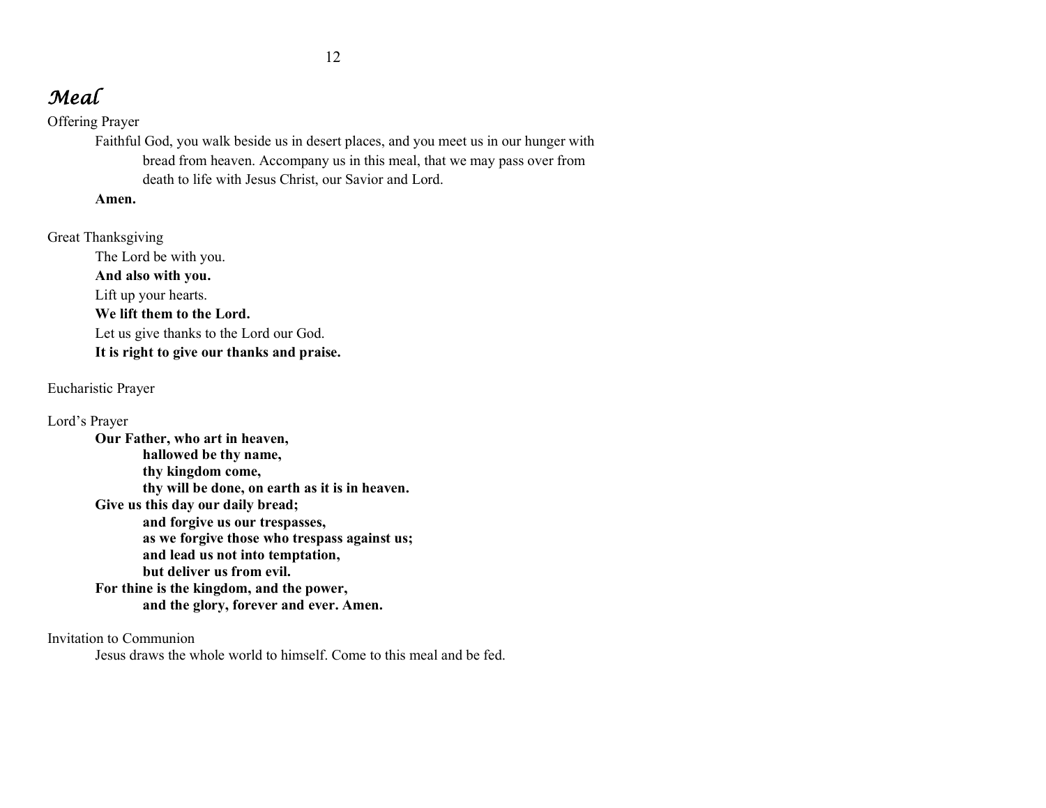# *Meal*

Offering Prayer

Faithful God, you walk beside us in desert places, and you meet us in our hunger with bread from heaven. Accompany us in this meal, that we may pass over from death to life with Jesus Christ, our Savior and Lord.

**Amen.**

Great Thanksgiving

The Lord be with you.
**And also with you.**
Lift up your hearts.
**We lift them to the Lord.**
Let us give thanks to the Lord our God.
**It is right to give our thanks and praise.**

Eucharistic Prayer

Lord's Prayer

**Our Father, who art in heaven,**
**hallowed be thy name,**
**thy kingdom come,**
**thy will be done, on earth as it is in heaven.**
**Give us this day our daily bread;**
**and forgive us our trespasses,**
**as we forgive those who trespass against us;**
**and lead us not into temptation,**
**but deliver us from evil.**
**For thine is the kingdom, and the power,**
**and the glory, forever and ever. Amen.**

Invitation to Communion

Jesus draws the whole world to himself. Come to this meal and be fed.